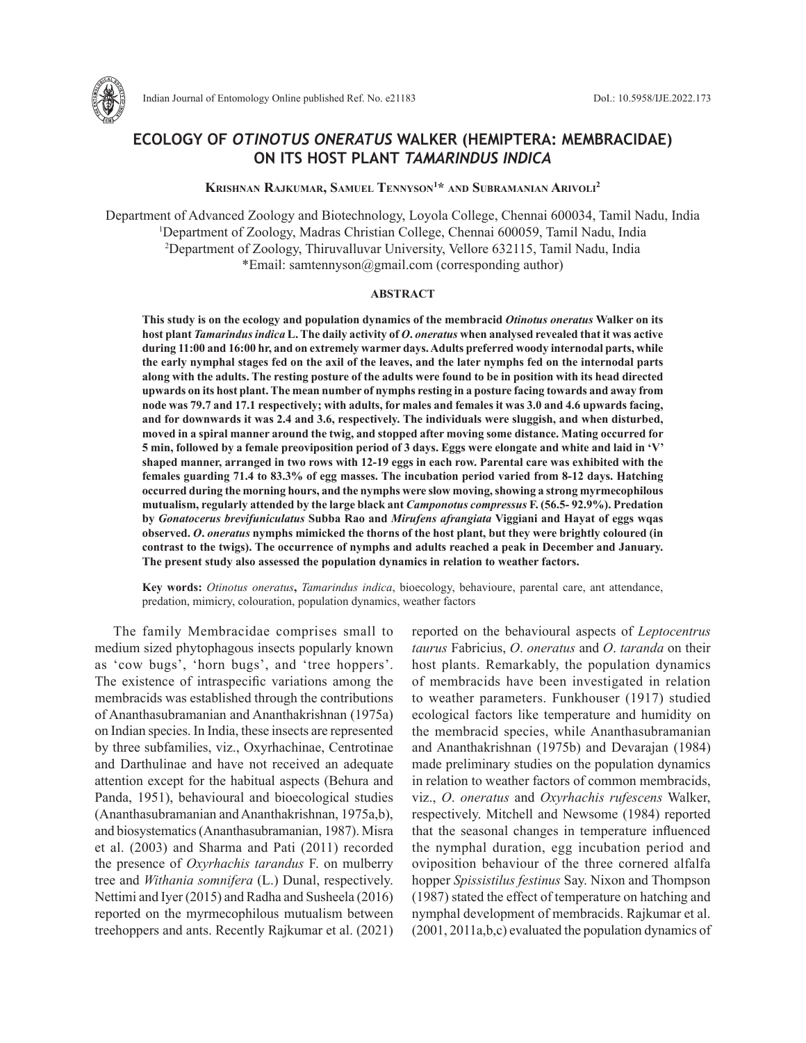# ECOLOGY OF *OTINOTUS ONERATUS* WALKER (HEMIPTERA: MEMBRACIDAE) ON ITS HOST PLANT *TAMARINDUS INDICA*

**Krishnan Rajkumar, Samuel Tennyson[1]* and Subramanian Arivoli[2]**

Department of Advanced Zoology and Biotechnology, Loyola College, Chennai 600034, Tamil Nadu, India
[1]Department of Zoology, Madras Christian College, Chennai 600059, Tamil Nadu, India
[2]Department of Zoology, Thiruvalluvar University, Vellore 632115, Tamil Nadu, India
*Email: samtennyson@gmail.com (corresponding author)

## ABSTRACT

**This study is on the ecology and population dynamics of the membracid *Otinotus oneratus* Walker on its host plant *Tamarindus indica* L. The daily activity of *O. oneratus* when analysed revealed that it was active during 11:00 and 16:00 hr, and on extremely warmer days. Adults preferred woody internodal parts, while the early nymphal stages fed on the axil of the leaves, and the later nymphs fed on the internodal parts along with the adults. The resting posture of the adults were found to be in position with its head directed upwards on its host plant. The mean number of nymphs resting in a posture facing towards and away from node was 79.7 and 17.1 respectively; with adults, for males and females it was 3.0 and 4.6 upwards facing, and for downwards it was 2.4 and 3.6, respectively. The individuals were sluggish, and when disturbed, moved in a spiral manner around the twig, and stopped after moving some distance. Mating occurred for 5 min, followed by a female preoviposition period of 3 days. Eggs were elongate and white and laid in 'V' shaped manner, arranged in two rows with 12-19 eggs in each row. Parental care was exhibited with the females guarding 71.4 to 83.3% of egg masses. The incubation period varied from 8-12 days. Hatching occurred during the morning hours, and the nymphs were slow moving, showing a strong myrmecophilous mutualism, regularly attended by the large black ant *Camponotus compressus* F. (56.5- 92.9%). Predation by *Gonatocerus brevifuniculatus* Subba Rao and *Mirufens afrangiata* Viggiani and Hayat of eggs wqas observed. *O. oneratus* nymphs mimicked the thorns of the host plant, but they were brightly coloured (in contrast to the twigs). The occurrence of nymphs and adults reached a peak in December and January. The present study also assessed the population dynamics in relation to weather factors.**

**Key words:** *Otinotus oneratus*, *Tamarindus indica*, bioecology, behavioure, parental care, ant attendance, predation, mimicry, colouration, population dynamics, weather factors

The family Membracidae comprises small to medium sized phytophagous insects popularly known as 'cow bugs', 'horn bugs', and 'tree hoppers'. The existence of intraspecific variations among the membracids was established through the contributions of Ananthasubramanian and Ananthakrishnan (1975a) on Indian species. In India, these insects are represented by three subfamilies, viz., Oxyrhachinae, Centrotinae and Darthulinae and have not received an adequate attention except for the habitual aspects (Behura and Panda, 1951), behavioural and bioecological studies (Ananthasubramanian and Ananthakrishnan, 1975a,b), and biosystematics (Ananthasubramanian, 1987). Misra et al. (2003) and Sharma and Pati (2011) recorded the presence of *Oxyrhachis tarandus* F. on mulberry tree and *Withania somnifera* (L.) Dunal, respectively. Nettimi and Iyer (2015) and Radha and Susheela (2016) reported on the myrmecophilous mutualism between treehoppers and ants. Recently Rajkumar et al. (2021) reported on the behavioural aspects of *Leptocentrus taurus* Fabricius, *O. oneratus* and *O. taranda* on their host plants. Remarkably, the population dynamics of membracids have been investigated in relation to weather parameters. Funkhouser (1917) studied ecological factors like temperature and humidity on the membracid species, while Ananthasubramanian and Ananthakrishnan (1975b) and Devarajan (1984) made preliminary studies on the population dynamics in relation to weather factors of common membracids, viz., *O. oneratus* and *Oxyrhachis rufescens* Walker, respectively. Mitchell and Newsome (1984) reported that the seasonal changes in temperature influenced the nymphal duration, egg incubation period and oviposition behaviour of the three cornered alfalfa hopper *Spissistilus festinus* Say. Nixon and Thompson (1987) stated the effect of temperature on hatching and nymphal development of membracids. Rajkumar et al. (2001, 2011a,b,c) evaluated the population dynamics of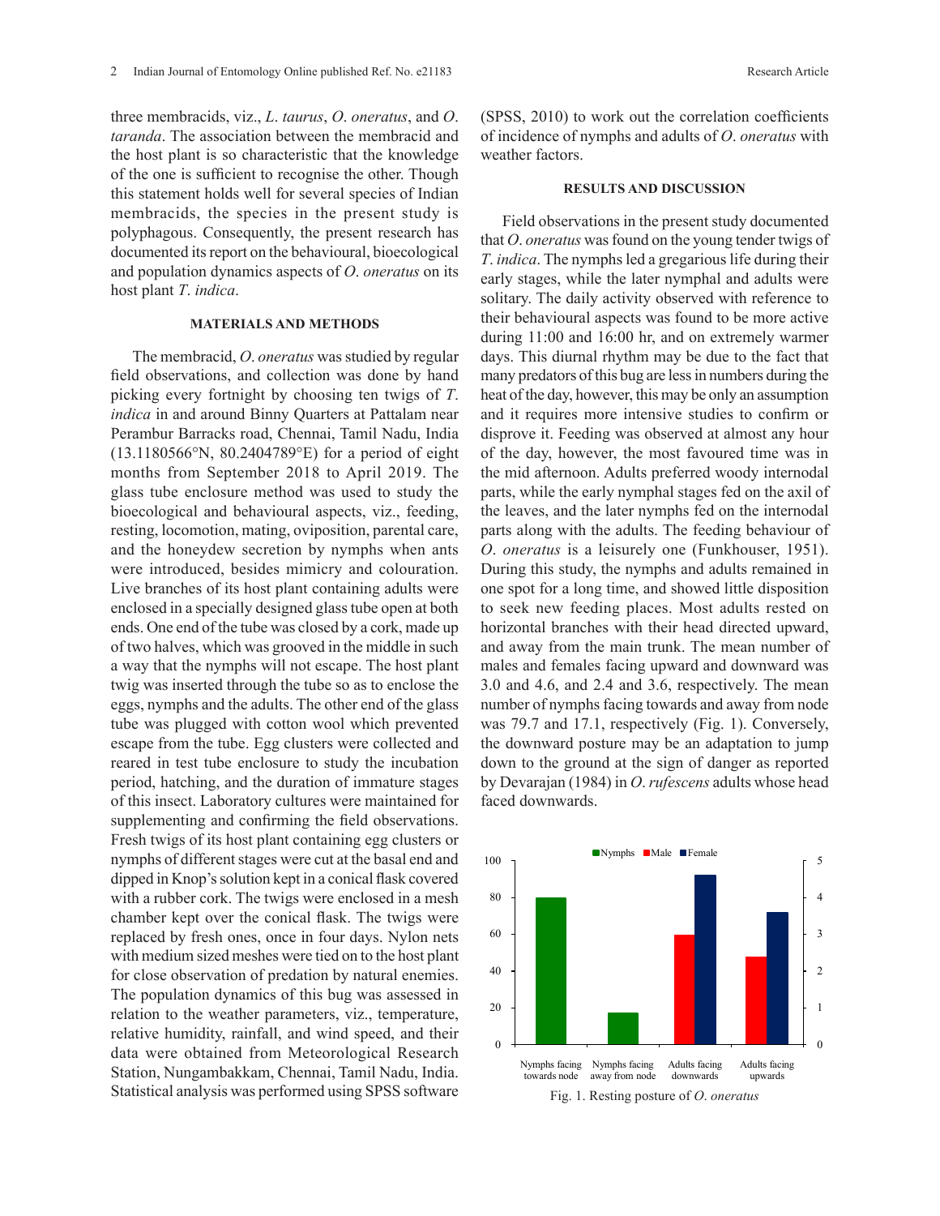three membracids, viz., *L. taurus*, *O. oneratus*, and *O. taranda*. The association between the membracid and the host plant is so characteristic that the knowledge of the one is sufficient to recognise the other. Though this statement holds well for several species of Indian membracids, the species in the present study is polyphagous. Consequently, the present research has documented its report on the behavioural, bioecological and population dynamics aspects of *O. oneratus* on its host plant *T. indica*.

## MATERIALS AND METHODS

The membracid, *O. oneratus* was studied by regular field observations, and collection was done by hand picking every fortnight by choosing ten twigs of *T. indica* in and around Binny Quarters at Pattalam near Perambur Barracks road, Chennai, Tamil Nadu, India (13.1180566°N, 80.2404789°E) for a period of eight months from September 2018 to April 2019. The glass tube enclosure method was used to study the bioecological and behavioural aspects, viz., feeding, resting, locomotion, mating, oviposition, parental care, and the honeydew secretion by nymphs when ants were introduced, besides mimicry and colouration. Live branches of its host plant containing adults were enclosed in a specially designed glass tube open at both ends. One end of the tube was closed by a cork, made up of two halves, which was grooved in the middle in such a way that the nymphs will not escape. The host plant twig was inserted through the tube so as to enclose the eggs, nymphs and the adults. The other end of the glass tube was plugged with cotton wool which prevented escape from the tube. Egg clusters were collected and reared in test tube enclosure to study the incubation period, hatching, and the duration of immature stages of this insect. Laboratory cultures were maintained for supplementing and confirming the field observations. Fresh twigs of its host plant containing egg clusters or nymphs of different stages were cut at the basal end and dipped in Knop's solution kept in a conical flask covered with a rubber cork. The twigs were enclosed in a mesh chamber kept over the conical flask. The twigs were replaced by fresh ones, once in four days. Nylon nets with medium sized meshes were tied on to the host plant for close observation of predation by natural enemies. The population dynamics of this bug was assessed in relation to the weather parameters, viz., temperature, relative humidity, rainfall, and wind speed, and their data were obtained from Meteorological Research Station, Nungambakkam, Chennai, Tamil Nadu, India. Statistical analysis was performed using SPSS software (SPSS, 2010) to work out the correlation coefficients of incidence of nymphs and adults of *O. oneratus* with weather factors.

## RESULTS AND DISCUSSION

Field observations in the present study documented that *O. oneratus* was found on the young tender twigs of *T. indica*. The nymphs led a gregarious life during their early stages, while the later nymphal and adults were solitary. The daily activity observed with reference to their behavioural aspects was found to be more active during 11:00 and 16:00 hr, and on extremely warmer days. This diurnal rhythm may be due to the fact that many predators of this bug are less in numbers during the heat of the day, however, this may be only an assumption and it requires more intensive studies to confirm or disprove it. Feeding was observed at almost any hour of the day, however, the most favoured time was in the mid afternoon. Adults preferred woody internodal parts, while the early nymphal stages fed on the axil of the leaves, and the later nymphs fed on the internodal parts along with the adults. The feeding behaviour of *O. oneratus* is a leisurely one (Funkhouser, 1951). During this study, the nymphs and adults remained in one spot for a long time, and showed little disposition to seek new feeding places. Most adults rested on horizontal branches with their head directed upward, and away from the main trunk. The mean number of males and females facing upward and downward was 3.0 and 4.6, and 2.4 and 3.6, respectively. The mean number of nymphs facing towards and away from node was 79.7 and 17.1, respectively (Fig. 1). Conversely, the downward posture may be an adaptation to jump down to the ground at the sign of danger as reported by Devarajan (1984) in *O. rufescens* adults whose head faced downwards.

Fig. 1. Resting posture of *O. oneratus*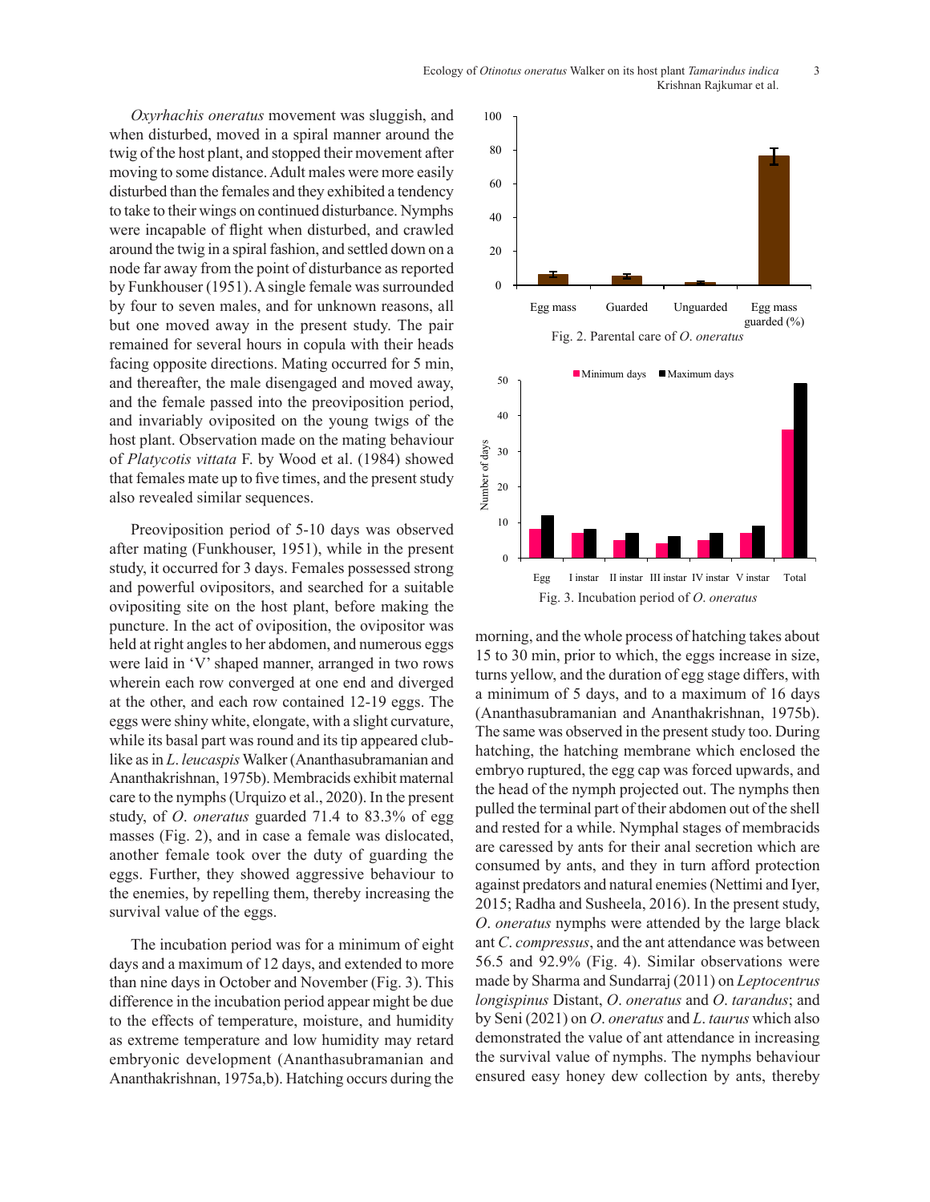*Oxyrhachis oneratus* movement was sluggish, and when disturbed, moved in a spiral manner around the twig of the host plant, and stopped their movement after moving to some distance. Adult males were more easily disturbed than the females and they exhibited a tendency to take to their wings on continued disturbance. Nymphs were incapable of flight when disturbed, and crawled around the twig in a spiral fashion, and settled down on a node far away from the point of disturbance as reported by Funkhouser (1951). A single female was surrounded by four to seven males, and for unknown reasons, all but one moved away in the present study. The pair remained for several hours in copula with their heads facing opposite directions. Mating occurred for 5 min, and thereafter, the male disengaged and moved away, and the female passed into the preoviposition period, and invariably oviposited on the young twigs of the host plant. Observation made on the mating behaviour of *Platycotis vittata* F. by Wood et al. (1984) showed that females mate up to five times, and the present study also revealed similar sequences.

Preoviposition period of 5-10 days was observed after mating (Funkhouser, 1951), while in the present study, it occurred for 3 days. Females possessed strong and powerful ovipositors, and searched for a suitable ovipositing site on the host plant, before making the puncture. In the act of oviposition, the ovipositor was held at right angles to her abdomen, and numerous eggs were laid in 'V' shaped manner, arranged in two rows wherein each row converged at one end and diverged at the other, and each row contained 12-19 eggs. The eggs were shiny white, elongate, with a slight curvature, while its basal part was round and its tip appeared club-like as in *L. leucaspis* Walker (Ananthasubramanian and Ananthakrishnan, 1975b). Membracids exhibit maternal care to the nymphs (Urquizo et al., 2020). In the present study, of *O. oneratus* guarded 71.4 to 83.3% of egg masses (Fig. 2), and in case a female was dislocated, another female took over the duty of guarding the eggs. Further, they showed aggressive behaviour to the enemies, by repelling them, thereby increasing the survival value of the eggs.

The incubation period was for a minimum of eight days and a maximum of 12 days, and extended to more than nine days in October and November (Fig. 3). This difference in the incubation period appear might be due to the effects of temperature, moisture, and humidity as extreme temperature and low humidity may retard embryonic development (Ananthasubramanian and Ananthakrishnan, 1975a,b). Hatching occurs during the morning, and the whole process of hatching takes about 15 to 30 min, prior to which, the eggs increase in size, turns yellow, and the duration of egg stage differs, with a minimum of 5 days, and to a maximum of 16 days (Ananthasubramanian and Ananthakrishnan, 1975b). The same was observed in the present study too. During hatching, the hatching membrane which enclosed the embryo ruptured, the egg cap was forced upwards, and the head of the nymph projected out. The nymphs then pulled the terminal part of their abdomen out of the shell and rested for a while. Nymphal stages of membracids are caressed by ants for their anal secretion which are consumed by ants, and they in turn afford protection against predators and natural enemies (Nettimi and Iyer, 2015; Radha and Susheela, 2016). In the present study, *O. oneratus* nymphs were attended by the large black ant *C. compressus*, and the ant attendance was between 56.5 and 92.9% (Fig. 4). Similar observations were made by Sharma and Sundarraj (2011) on *Leptocentrus longispinus* Distant, *O. oneratus* and *O. tarandus*; and by Seni (2021) on *O. oneratus* and *L. taurus* which also demonstrated the value of ant attendance in increasing the survival value of nymphs. The nymphs behaviour ensured easy honey dew collection by ants, thereby

Fig. 2. Parental care of *O. oneratus*

Fig. 3. Incubation period of *O. oneratus*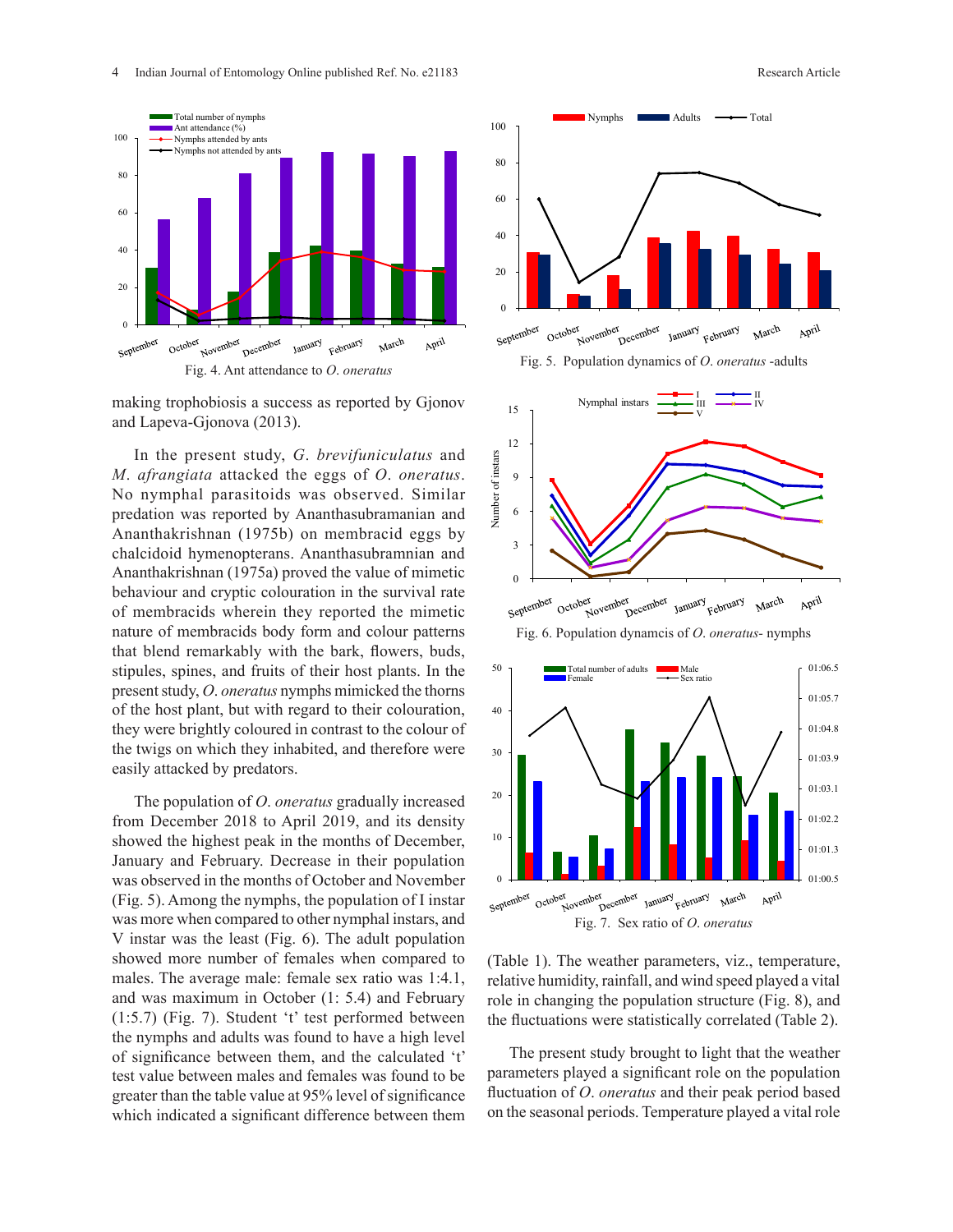Fig. 4. Ant attendance to *O. oneratus*

making trophobiosis a success as reported by Gjonov and Lapeva-Gjonova (2013).

In the present study, *G. brevifuniculatus* and *M. afrangiata* attacked the eggs of *O. oneratus*. No nymphal parasitoids was observed. Similar predation was reported by Ananthasubramanian and Ananthakrishnan (1975b) on membracid eggs by chalcidoid hymenopterans. Ananthasubramnian and Ananthakrishnan (1975a) proved the value of mimetic behaviour and cryptic colouration in the survival rate of membracids wherein they reported the mimetic nature of membracids body form and colour patterns that blend remarkably with the bark, flowers, buds, stipules, spines, and fruits of their host plants. In the present study, *O. oneratus* nymphs mimicked the thorns of the host plant, but with regard to their colouration, they were brightly coloured in contrast to the colour of the twigs on which they inhabited, and therefore were easily attacked by predators.

The population of *O. oneratus* gradually increased from December 2018 to April 2019, and its density showed the highest peak in the months of December, January and February. Decrease in their population was observed in the months of October and November (Fig. 5). Among the nymphs, the population of I instar was more when compared to other nymphal instars, and V instar was the least (Fig. 6). The adult population showed more number of females when compared to males. The average male: female sex ratio was 1:4.1, and was maximum in October (1: 5.4) and February (1:5.7) (Fig. 7). Student 't' test performed between the nymphs and adults was found to have a high level of significance between them, and the calculated 't' test value between males and females was found to be greater than the table value at 95% level of significance which indicated a significant difference between them

Fig. 5. Population dynamics of *O. oneratus* -adults

Fig. 6. Population dynamcis of *O. oneratus*- nymphs

Fig. 7. Sex ratio of *O. oneratus*

(Table 1). The weather parameters, viz., temperature, relative humidity, rainfall, and wind speed played a vital role in changing the population structure (Fig. 8), and the fluctuations were statistically correlated (Table 2).

The present study brought to light that the weather parameters played a significant role on the population fluctuation of *O. oneratus* and their peak period based on the seasonal periods. Temperature played a vital role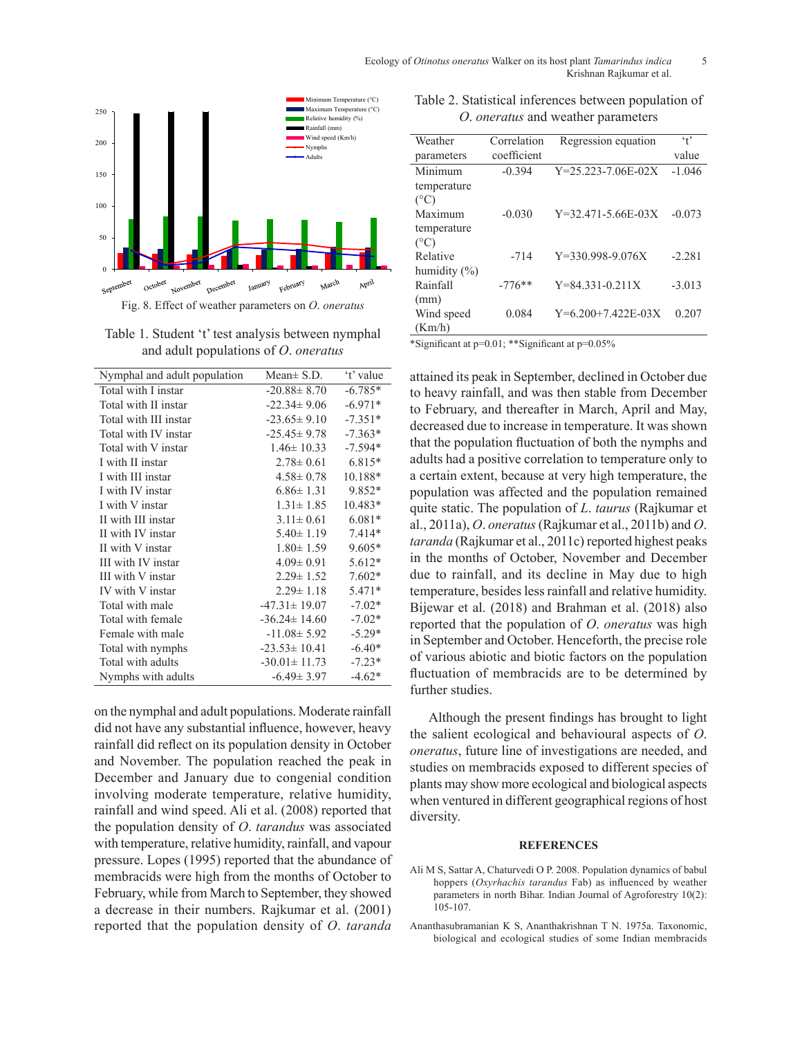Fig. 8. Effect of weather parameters on *O. oneratus*

Table 1. Student 't' test analysis between nymphal and adult populations of *O. oneratus*

| Nymphal and adult population | Mean± S.D. | 't' value |
|---|---|---|
| Total with I instar | -20.88± 8.70 | -6.785* |
| Total with II instar | -22.34± 9.06 | -6.971* |
| Total with III instar | -23.65± 9.10 | -7.351* |
| Total with IV instar | -25.45± 9.78 | -7.363* |
| Total with V instar | 1.46± 10.33 | -7.594* |
| I with II instar | 2.78± 0.61 | 6.815* |
| I with III instar | 4.58± 0.78 | 10.188* |
| I with IV instar | 6.86± 1.31 | 9.852* |
| I with V instar | 1.31± 1.85 | 10.483* |
| II with III instar | 3.11± 0.61 | 6.081* |
| II with IV instar | 5.40± 1.19 | 7.414* |
| II with V instar | 1.80± 1.59 | 9.605* |
| III with IV instar | 4.09± 0.91 | 5.612* |
| III with V instar | 2.29± 1.52 | 7.602* |
| IV with V instar | 2.29± 1.18 | 5.471* |
| Total with male | -47.31± 19.07 | -7.02* |
| Total with female | -36.24± 14.60 | -7.02* |
| Female with male | -11.08± 5.92 | -5.29* |
| Total with nymphs | -23.53± 10.41 | -6.40* |
| Total with adults | -30.01± 11.73 | -7.23* |
| Nymphs with adults | -6.49± 3.97 | -4.62* |

on the nymphal and adult populations. Moderate rainfall did not have any substantial influence, however, heavy rainfall did reflect on its population density in October and November. The population reached the peak in December and January due to congenial condition involving moderate temperature, relative humidity, rainfall and wind speed. Ali et al. (2008) reported that the population density of *O. tarandus* was associated with temperature, relative humidity, rainfall, and vapour pressure. Lopes (1995) reported that the abundance of membracids were high from the months of October to February, while from March to September, they showed a decrease in their numbers. Rajkumar et al. (2001) reported that the population density of *O. taranda* attained its peak in September, declined in October due to heavy rainfall, and was then stable from December to February, and thereafter in March, April and May, decreased due to increase in temperature. It was shown that the population fluctuation of both the nymphs and adults had a positive correlation to temperature only to a certain extent, because at very high temperature, the population was affected and the population remained quite static. The population of *L. taurus* (Rajkumar et al., 2011a), *O. oneratus* (Rajkumar et al., 2011b) and *O. taranda* (Rajkumar et al., 2011c) reported highest peaks in the months of October, November and December due to rainfall, and its decline in May due to high temperature, besides less rainfall and relative humidity. Bijewar et al. (2018) and Brahman et al. (2018) also reported that the population of *O. oneratus* was high in September and October. Henceforth, the precise role of various abiotic and biotic factors on the population fluctuation of membracids are to be determined by further studies.

Table 2. Statistical inferences between population of *O. oneratus* and weather parameters

| Weather parameters | Correlation coefficient | Regression equation | 't' value |
|---|---|---|---|
| Minimum temperature (°C) | -0.394 | Y=25.223-7.06E-02X | -1.046 |
| Maximum temperature (°C) | -0.030 | Y=32.471-5.66E-03X | -0.073 |
| Relative humidity (%) | -714 | Y=330.998-9.076X | -2.281 |
| Rainfall (mm) | -776** | Y=84.331-0.211X | -3.013 |
| Wind speed (Km/h) | 0.084 | Y=6.200+7.422E-03X | 0.207 |

*Significant at p=0.01; **Significant at p=0.05%

Although the present findings has brought to light the salient ecological and behavioural aspects of *O. oneratus*, future line of investigations are needed, and studies on membracids exposed to different species of plants may show more ecological and biological aspects when ventured in different geographical regions of host diversity.

## REFERENCES

Ali M S, Sattar A, Chaturvedi O P. 2008. Population dynamics of babul hoppers (*Oxyrhachis tarandus* Fab) as influenced by weather parameters in north Bihar. Indian Journal of Agroforestry 10(2): 105-107.

Ananthasubramanian K S, Ananthakrishnan T N. 1975a. Taxonomic, biological and ecological studies of some Indian membracids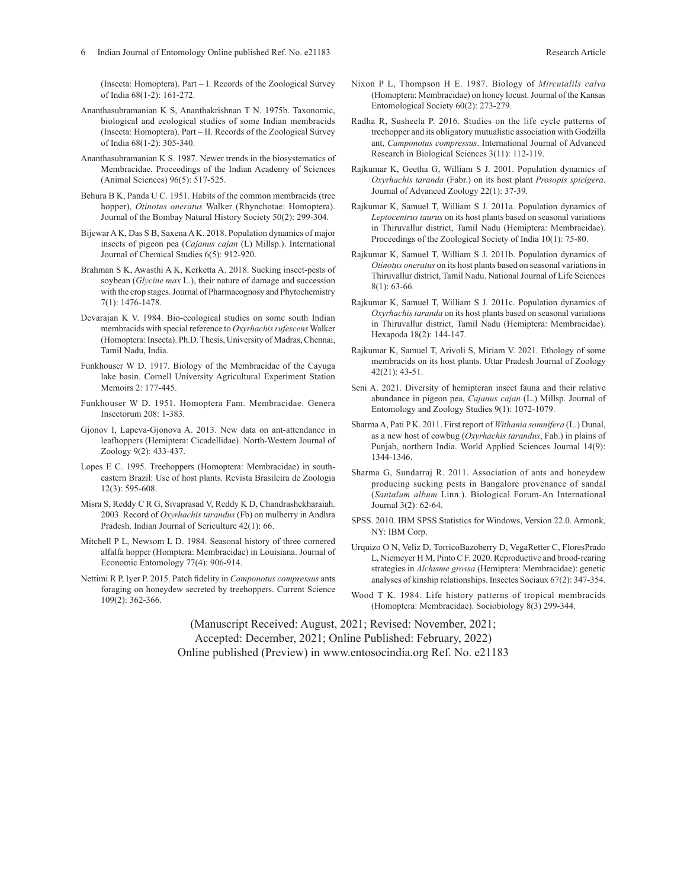(Insecta: Homoptera). Part – I. Records of the Zoological Survey of India 68(1-2): 161-272.

Ananthasubramanian K S, Ananthakrishnan T N. 1975b. Taxonomic, biological and ecological studies of some Indian membracids (Insecta: Homoptera). Part – II. Records of the Zoological Survey of India 68(1-2): 305-340.

Ananthasubramanian K S. 1987. Newer trends in the biosystematics of Membracidae. Proceedings of the Indian Academy of Sciences (Animal Sciences) 96(5): 517-525.

Behura B K, Panda U C. 1951. Habits of the common membracids (tree hopper), *Otinotus oneratus* Walker (Rhynchotae: Homoptera). Journal of the Bombay Natural History Society 50(2): 299-304.

Bijewar A K, Das S B, Saxena A K. 2018. Population dynamics of major insects of pigeon pea (*Cajanus cajan* (L) Millsp.). International Journal of Chemical Studies 6(5): 912-920.

Brahman S K, Awasthi A K, Kerketta A. 2018. Sucking insect-pests of soybean (*Glycine max* L.), their nature of damage and succession with the crop stages. Journal of Pharmacognosy and Phytochemistry 7(1): 1476-1478.

Devarajan K V. 1984. Bio-ecological studies on some south Indian membracids with special reference to *Oxyrhachis rufescens* Walker (Homoptera: Insecta). Ph.D. Thesis, University of Madras, Chennai, Tamil Nadu, India.

Funkhouser W D. 1917. Biology of the Membracidae of the Cayuga lake basin. Cornell University Agricultural Experiment Station Memoirs 2: 177-445.

Funkhouser W D. 1951. Homoptera Fam. Membracidae. Genera Insectorum 208: 1-383.

Gjonov I, Lapeva-Gjonova A. 2013. New data on ant-attendance in leafhoppers (Hemiptera: Cicadellidae). North-Western Journal of Zoology 9(2): 433-437.

Lopes E C. 1995. Treehoppers (Homoptera: Membracidae) in south-eastern Brazil: Use of host plants. Revista Brasileira de Zoologia 12(3): 595-608.

Misra S, Reddy C R G, Sivaprasad V, Reddy K D, Chandrashekharaiah. 2003. Record of *Oxyrhachis tarandus* (Fb) on mulberry in Andhra Pradesh. Indian Journal of Sericulture 42(1): 66.

Mitchell P L, Newsom L D. 1984. Seasonal history of three cornered alfalfa hopper (Homptera: Membracidae) in Louisiana. Journal of Economic Entomology 77(4): 906-914.

Nettimi R P, Iyer P. 2015. Patch fidelity in *Camponotus compressus* ants foraging on honeydew secreted by treehoppers. Current Science 109(2): 362-366.

Nixon P L, Thompson H E. 1987. Biology of *Mircutalils calva* (Homoptera: Membracidae) on honey locust. Journal of the Kansas Entomological Society 60(2): 273-279.

Radha R, Susheela P. 2016. Studies on the life cycle patterns of treehopper and its obligatory mutualistic association with Godzilla ant, *Camponotus compressus*. International Journal of Advanced Research in Biological Sciences 3(11): 112-119.

Rajkumar K, Geetha G, William S J. 2001. Population dynamics of *Oxyrhachis taranda* (Fabr.) on its host plant *Prosopis spicigera*. Journal of Advanced Zoology 22(1): 37-39.

Rajkumar K, Samuel T, William S J. 2011a. Population dynamics of *Leptocentrus taurus* on its host plants based on seasonal variations in Thiruvallur district, Tamil Nadu (Hemiptera: Membracidae). Proceedings of the Zoological Society of India 10(1): 75-80.

Rajkumar K, Samuel T, William S J. 2011b. Population dynamics of *Otinotus oneratus* on its host plants based on seasonal variations in Thiruvallur district, Tamil Nadu. National Journal of Life Sciences 8(1): 63-66.

Rajkumar K, Samuel T, William S J. 2011c. Population dynamics of *Oxyrhachis taranda* on its host plants based on seasonal variations in Thiruvallur district, Tamil Nadu (Hemiptera: Membracidae). Hexapoda 18(2): 144-147.

Rajkumar K, Samuel T, Arivoli S, Miriam V. 2021. Ethology of some membracids on its host plants. Uttar Pradesh Journal of Zoology 42(21): 43-51.

Seni A. 2021. Diversity of hemipteran insect fauna and their relative abundance in pigeon pea, *Cajanus cajan* (L.) Millsp. Journal of Entomology and Zoology Studies 9(1): 1072-1079.

Sharma A, Pati P K. 2011. First report of *Withania somnifera* (L.) Dunal, as a new host of cowbug (*Oxyrhachis tarandus*, Fab.) in plains of Punjab, northern India. World Applied Sciences Journal 14(9): 1344-1346.

Sharma G, Sundarraj R. 2011. Association of ants and honeydew producing sucking pests in Bangalore provenance of sandal (*Santalum album* Linn.). Biological Forum-An International Journal 3(2): 62-64.

SPSS. 2010. IBM SPSS Statistics for Windows, Version 22.0. Armonk, NY: IBM Corp.

Urquizo O N, Veliz D, TorricoBazoberry D, VegaRetter C, FloresPrado L, Niemeyer H M, Pinto C F. 2020. Reproductive and brood-rearing strategies in *Alchisme grossa* (Hemiptera: Membracidae): genetic analyses of kinship relationships. Insectes Sociaux 67(2): 347-354.

Wood T K. 1984. Life history patterns of tropical membracids (Homoptera: Membracidae). Sociobiology 8(3) 299-344.

(Manuscript Received: August, 2021; Revised: November, 2021;
Accepted: December, 2021; Online Published: February, 2022)
Online published (Preview) in www.entosocindia.org Ref. No. e21183